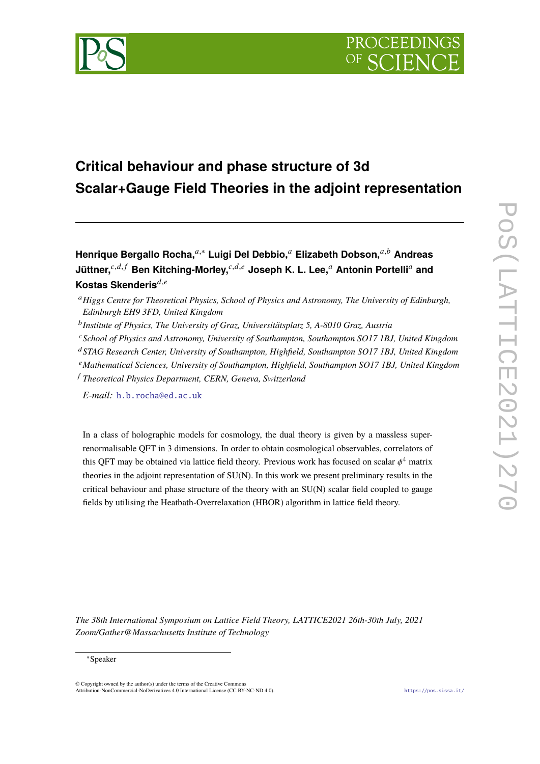# Critical behaviour and phase structure of 3d Scalar+Gauge Field Theories in the adjoint representation

**Henrique Bergallo Rocha,**[a,*] **Luigi Del Debbio,**[a] **Elizabeth Dobson,**[a,b] **Andreas Jüttner,**[c,d,f] **Ben Kitching-Morley,**[c,d,e] **Joseph K. L. Lee,**[a] **Antonin Portelli**[a] **and Kostas Skenderis**[d,e]

[a] *Higgs Centre for Theoretical Physics, School of Physics and Astronomy, The University of Edinburgh, Edinburgh EH9 3FD, United Kingdom*

[b] *Institute of Physics, The University of Graz, Universitätsplatz 5, A-8010 Graz, Austria*

[c] *School of Physics and Astronomy, University of Southampton, Southampton SO17 1BJ, United Kingdom*

[d] *STAG Research Center, University of Southampton, Highfield, Southampton SO17 1BJ, United Kingdom*

[e] *Mathematical Sciences, University of Southampton, Highfield, Southampton SO17 1BJ, United Kingdom*

[f] *Theoretical Physics Department, CERN, Geneva, Switzerland*

*E-mail:* h.b.rocha@ed.ac.uk

In a class of holographic models for cosmology, the dual theory is given by a massless super-renormalisable QFT in 3 dimensions. In order to obtain cosmological observables, correlators of this QFT may be obtained via lattice field theory. Previous work has focused on scalar $\phi^4$ matrix theories in the adjoint representation of SU(N). In this work we present preliminary results in the critical behaviour and phase structure of the theory with an SU(N) scalar field coupled to gauge fields by utilising the Heatbath-Overrelaxation (HBOR) algorithm in lattice field theory.

*The 38th International Symposium on Lattice Field Theory, LATTICE2021 26th-30th July, 2021 Zoom/Gather@Massachusetts Institute of Technology*

[*] Speaker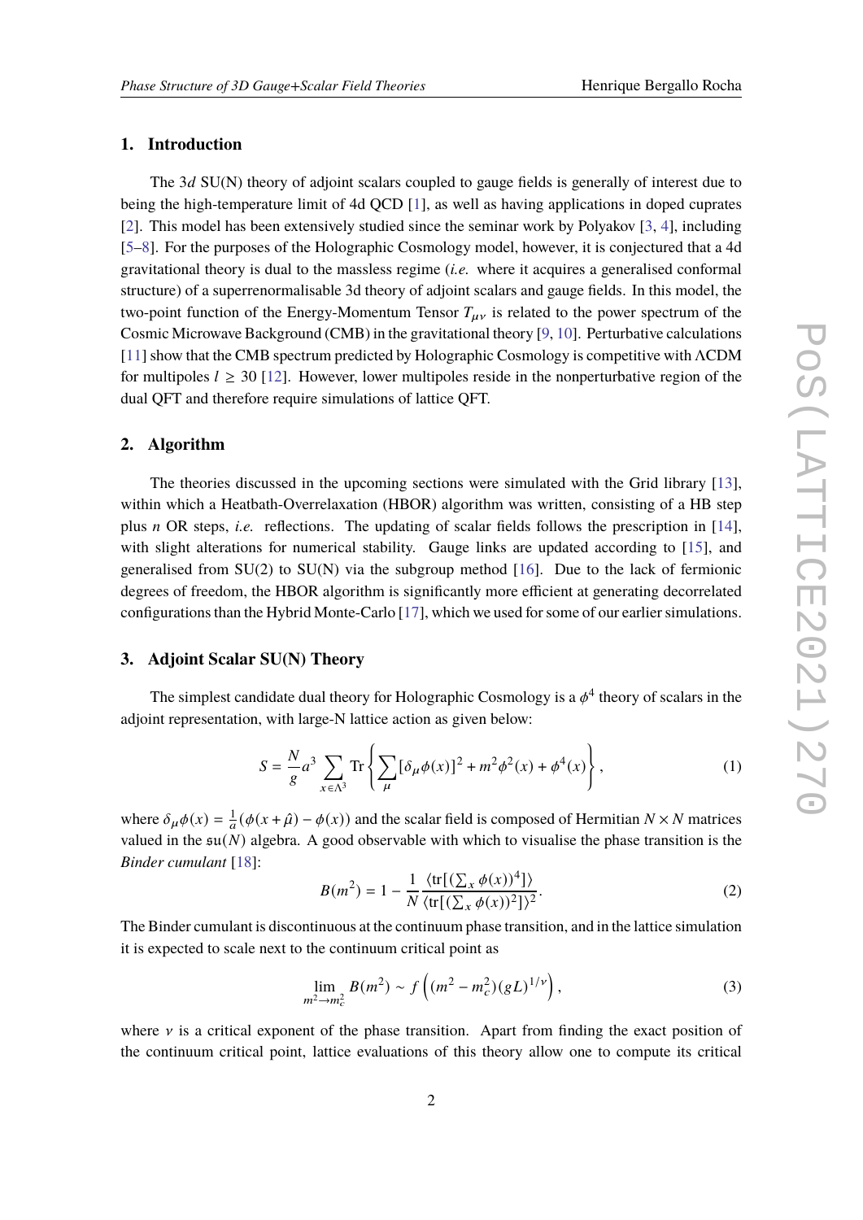## 1. Introduction

The $3d$ SU(N) theory of adjoint scalars coupled to gauge fields is generally of interest due to being the high-temperature limit of 4d QCD [1], as well as having applications in doped cuprates [2]. This model has been extensively studied since the seminar work by Polyakov [3, 4], including [5–8]. For the purposes of the Holographic Cosmology model, however, it is conjectured that a 4d gravitational theory is dual to the massless regime (*i.e.* where it acquires a generalised conformal structure) of a superrenormalisable 3d theory of adjoint scalars and gauge fields. In this model, the two-point function of the Energy-Momentum Tensor $T_{\mu\nu}$ is related to the power spectrum of the Cosmic Microwave Background (CMB) in the gravitational theory [9, 10]. Perturbative calculations [11] show that the CMB spectrum predicted by Holographic Cosmology is competitive with $\Lambda$CDM for multipoles $l \geq 30$ [12]. However, lower multipoles reside in the nonperturbative region of the dual QFT and therefore require simulations of lattice QFT.

## 2. Algorithm

The theories discussed in the upcoming sections were simulated with the Grid library [13], within which a Heatbath-Overrelaxation (HBOR) algorithm was written, consisting of a HB step plus $n$ OR steps, *i.e.* reflections. The updating of scalar fields follows the prescription in [14], with slight alterations for numerical stability. Gauge links are updated according to [15], and generalised from SU(2) to SU(N) via the subgroup method [16]. Due to the lack of fermionic degrees of freedom, the HBOR algorithm is significantly more efficient at generating decorrelated configurations than the Hybrid Monte-Carlo [17], which we used for some of our earlier simulations.

## 3. Adjoint Scalar SU(N) Theory

The simplest candidate dual theory for Holographic Cosmology is a $\phi^4$ theory of scalars in the adjoint representation, with large-N lattice action as given below:

$$S = \frac{N}{g} a^3 \sum_{x \in \Lambda^3} \mathrm{Tr} \left\{ \sum_{\mu} [\delta_\mu \phi(x)]^2 + m^2 \phi^2(x) + \phi^4(x) \right\}, \tag{1}$$

where $\delta_\mu \phi(x) = \frac{1}{a}(\phi(x+\hat{\mu}) - \phi(x))$ and the scalar field is composed of Hermitian $N \times N$ matrices valued in the $\mathfrak{su}(N)$ algebra. A good observable with which to visualise the phase transition is the *Binder cumulant* [18]:

$$B(m^2) = 1 - \frac{1}{N} \frac{\langle \mathrm{tr}[(\sum_x \phi(x))^4] \rangle}{\langle \mathrm{tr}[(\sum_x \phi(x))^2] \rangle^2}. \tag{2}$$

The Binder cumulant is discontinuous at the continuum phase transition, and in the lattice simulation it is expected to scale next to the continuum critical point as

$$\lim_{m^2 \to m_c^2} B(m^2) \sim f\left( (m^2 - m_c^2)(gL)^{1/\nu} \right), \tag{3}$$

where $\nu$ is a critical exponent of the phase transition. Apart from finding the exact position of the continuum critical point, lattice evaluations of this theory allow one to compute its critical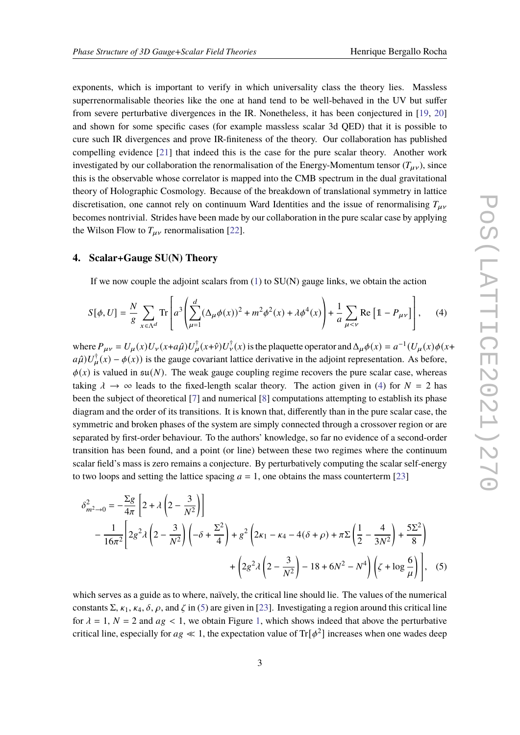exponents, which is important to verify in which universality class the theory lies. Massless superrenormalisable theories like the one at hand tend to be well-behaved in the UV but suffer from severe perturbative divergences in the IR. Nonetheless, it has been conjectured in [19, 20] and shown for some specific cases (for example massless scalar 3d QED) that it is possible to cure such IR divergences and prove IR-finiteness of the theory. Our collaboration has published compelling evidence [21] that indeed this is the case for the pure scalar theory. Another work investigated by our collaboration the renormalisation of the Energy-Momentum tensor ($T_{\mu\nu}$), since this is the observable whose correlator is mapped into the CMB spectrum in the dual gravitational theory of Holographic Cosmology. Because of the breakdown of translational symmetry in lattice discretisation, one cannot rely on continuum Ward Identities and the issue of renormalising $T_{\mu\nu}$ becomes nontrivial. Strides have been made by our collaboration in the pure scalar case by applying the Wilson Flow to $T_{\mu\nu}$ renormalisation [22].

## 4. Scalar+Gauge SU(N) Theory

If we now couple the adjoint scalars from (1) to SU(N) gauge links, we obtain the action

$$S[\phi, U] = \frac{N}{g} \sum_{x \in \Lambda^d} \mathrm{Tr}\left[ a^3 \left( \sum_{\mu=1}^{d} (\Delta_\mu \phi(x))^2 + m^2 \phi^2(x) + \lambda \phi^4(x) \right) + \frac{1}{a} \sum_{\mu<\nu} \mathrm{Re}\left[ \mathbb{1} - P_{\mu\nu} \right] \right], \quad (4)$$

where $P_{\mu\nu} = U_\mu(x) U_\nu(x + a\hat{\mu}) U_\mu^\dagger(x + \hat{\nu}) U_\nu^\dagger(x)$ is the plaquette operator and $\Delta_\mu \phi(x) = a^{-1}(U_\mu(x)\phi(x + a\hat{\mu})U_\mu^\dagger(x) - \phi(x))$ is the gauge covariant lattice derivative in the adjoint representation. As before, $\phi(x)$ is valued in $\mathfrak{su}(N)$. The weak gauge coupling regime recovers the pure scalar case, whereas taking $\lambda \to \infty$ leads to the fixed-length scalar theory. The action given in (4) for $N = 2$ has been the subject of theoretical [7] and numerical [8] computations attempting to establish its phase diagram and the order of its transitions. It is known that, differently than in the pure scalar case, the symmetric and broken phases of the system are simply connected through a crossover region or are separated by first-order behaviour. To the authors' knowledge, so far no evidence of a second-order transition has been found, and a point (or line) between these two regimes where the continuum scalar field's mass is zero remains a conjecture. By perturbatively computing the scalar self-energy to two loops and setting the lattice spacing $a = 1$, one obtains the mass counterterm [23]

$$\begin{aligned}
\delta^2_{m^2 \to 0} = &-\frac{\Sigma g}{4\pi}\left[2 + \lambda\left(2 - \frac{3}{N^2}\right)\right] \\
&- \frac{1}{16\pi^2}\Bigg[2g^2\lambda\left(2 - \frac{3}{N^2}\right)\left(-\delta + \frac{\Sigma^2}{4}\right) + g^2\left(2\kappa_1 - \kappa_4 - 4(\delta + \rho) + \pi\Sigma\left(\frac{1}{2} - \frac{4}{3N^2}\right) + \frac{5\Sigma^2}{8}\right) \\
&\qquad + \left(2g^2\lambda\left(2 - \frac{3}{N^2}\right) - 18 + 6N^2 - N^4\right)\left(\zeta + \log\frac{6}{\mu}\right)\Bigg], \quad (5)
\end{aligned}$$

which serves as a guide as to where, naïvely, the critical line should lie. The values of the numerical constants $\Sigma$, $\kappa_1$, $\kappa_4$, $\delta$, $\rho$, and $\zeta$ in (5) are given in [23]. Investigating a region around this critical line for $\lambda = 1$, $N = 2$ and $ag < 1$, we obtain Figure 1, which shows indeed that above the perturbative critical line, especially for $ag \ll 1$, the expectation value of $\mathrm{Tr}[\phi^2]$ increases when one wades deep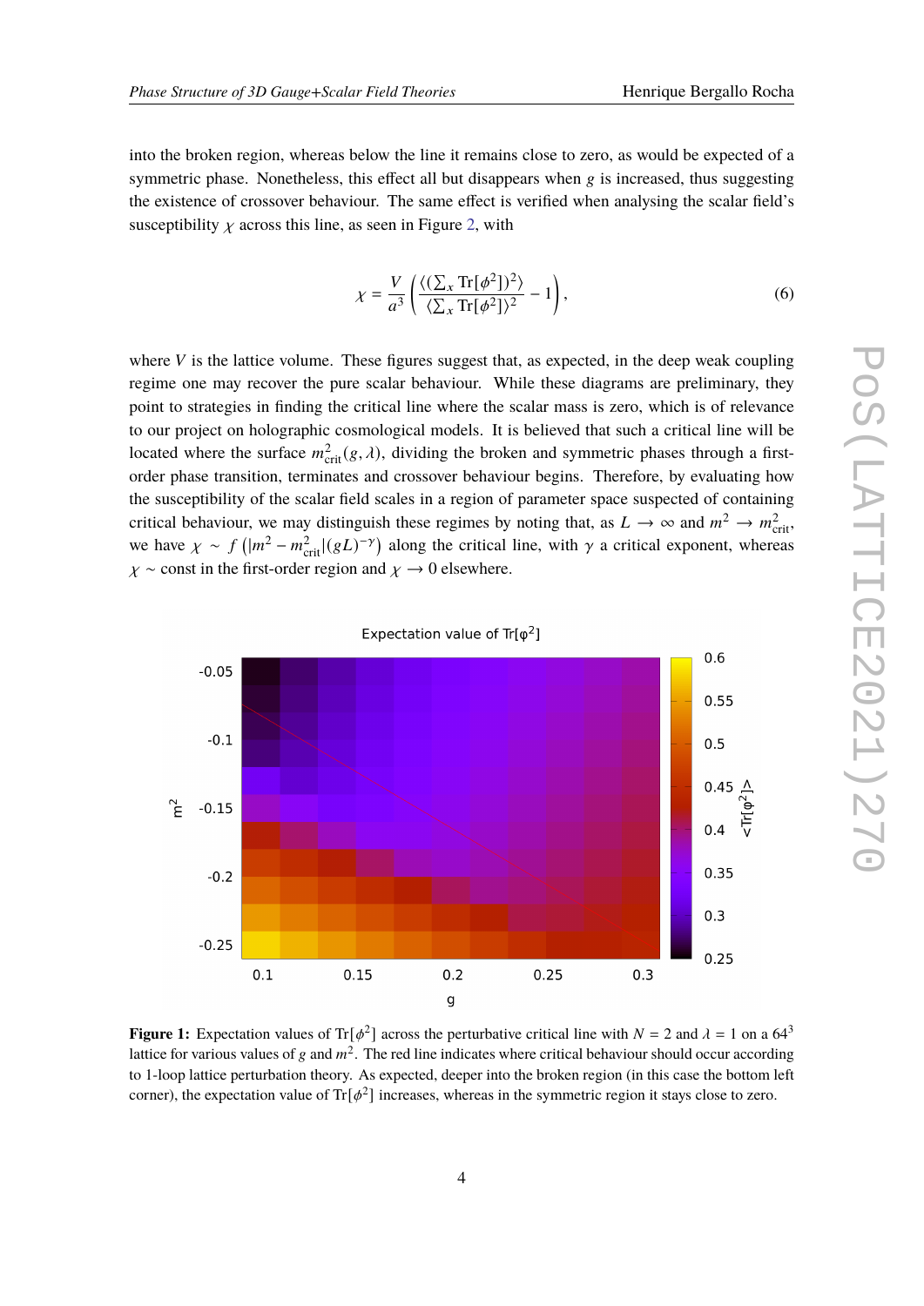into the broken region, whereas below the line it remains close to zero, as would be expected of a symmetric phase. Nonetheless, this effect all but disappears when $g$ is increased, thus suggesting the existence of crossover behaviour. The same effect is verified when analysing the scalar field's susceptibility $\chi$ across this line, as seen in Figure 2, with

$$\chi = \frac{V}{a^3}\left(\frac{\langle(\sum_x \mathrm{Tr}[\phi^2])^2\rangle}{\langle\sum_x \mathrm{Tr}[\phi^2]\rangle^2} - 1\right), \tag{6}$$

where $V$ is the lattice volume. These figures suggest that, as expected, in the deep weak coupling regime one may recover the pure scalar behaviour. While these diagrams are preliminary, they point to strategies in finding the critical line where the scalar mass is zero, which is of relevance to our project on holographic cosmological models. It is believed that such a critical line will be located where the surface $m^2_{\mathrm{crit}}(g, \lambda)$, dividing the broken and symmetric phases through a first-order phase transition, terminates and crossover behaviour begins. Therefore, by evaluating how the susceptibility of the scalar field scales in a region of parameter space suspected of containing critical behaviour, we may distinguish these regimes by noting that, as $L \to \infty$ and $m^2 \to m^2_{\mathrm{crit}}$, we have $\chi \sim f\left(|m^2 - m^2_{\mathrm{crit}}|(gL)^{-\gamma}\right)$ along the critical line, with $\gamma$ a critical exponent, whereas $\chi \sim$ const in the first-order region and $\chi \to 0$ elsewhere.

**Figure 1:** Expectation values of $\mathrm{Tr}[\phi^2]$ across the perturbative critical line with $N = 2$ and $\lambda = 1$ on a $64^3$ lattice for various values of $g$ and $m^2$. The red line indicates where critical behaviour should occur according to 1-loop lattice perturbation theory. As expected, deeper into the broken region (in this case the bottom left corner), the expectation value of $\mathrm{Tr}[\phi^2]$ increases, whereas in the symmetric region it stays close to zero.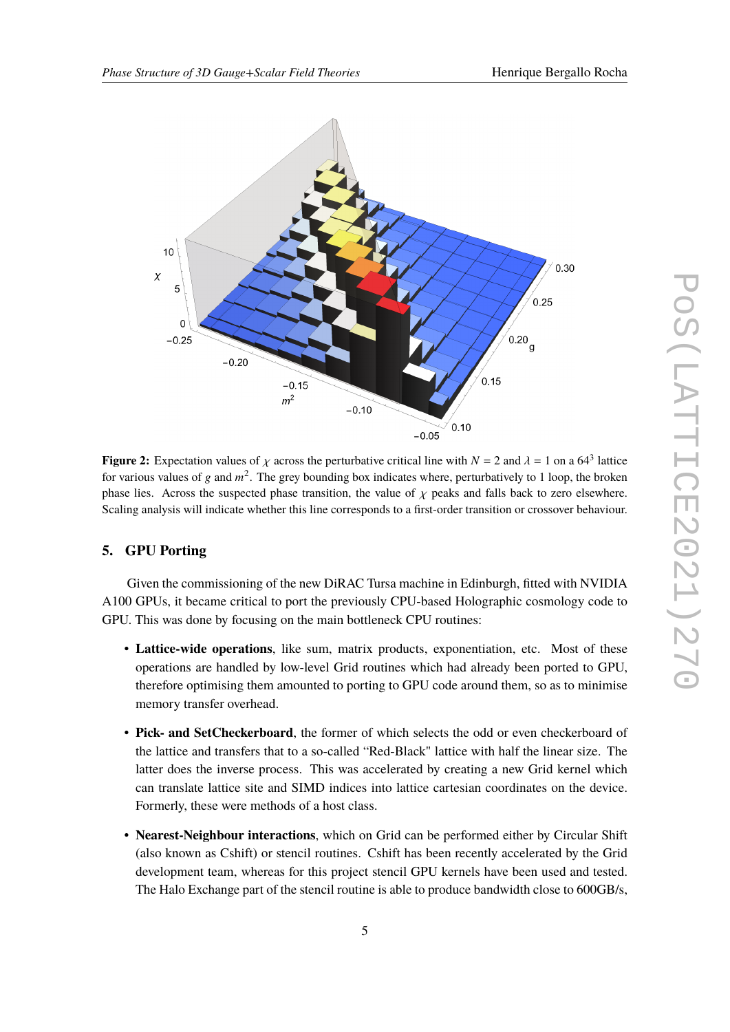**Figure 2:** Expectation values of $\chi$ across the perturbative critical line with $N = 2$ and $\lambda = 1$ on a $64^3$ lattice for various values of $g$ and $m^2$. The grey bounding box indicates where, perturbatively to 1 loop, the broken phase lies. Across the suspected phase transition, the value of $\chi$ peaks and falls back to zero elsewhere. Scaling analysis will indicate whether this line corresponds to a first-order transition or crossover behaviour.

## 5. GPU Porting

Given the commissioning of the new DiRAC Tursa machine in Edinburgh, fitted with NVIDIA A100 GPUs, it became critical to port the previously CPU-based Holographic cosmology code to GPU. This was done by focusing on the main bottleneck CPU routines:

- **Lattice-wide operations**, like sum, matrix products, exponentiation, etc. Most of these operations are handled by low-level Grid routines which had already been ported to GPU, therefore optimising them amounted to porting to GPU code around them, so as to minimise memory transfer overhead.
- **Pick- and SetCheckerboard**, the former of which selects the odd or even checkerboard of the lattice and transfers that to a so-called "Red-Black" lattice with half the linear size. The latter does the inverse process. This was accelerated by creating a new Grid kernel which can translate lattice site and SIMD indices into lattice cartesian coordinates on the device. Formerly, these were methods of a host class.
- **Nearest-Neighbour interactions**, which on Grid can be performed either by Circular Shift (also known as Cshift) or stencil routines. Cshift has been recently accelerated by the Grid development team, whereas for this project stencil GPU kernels have been used and tested. The Halo Exchange part of the stencil routine is able to produce bandwidth close to 600GB/s,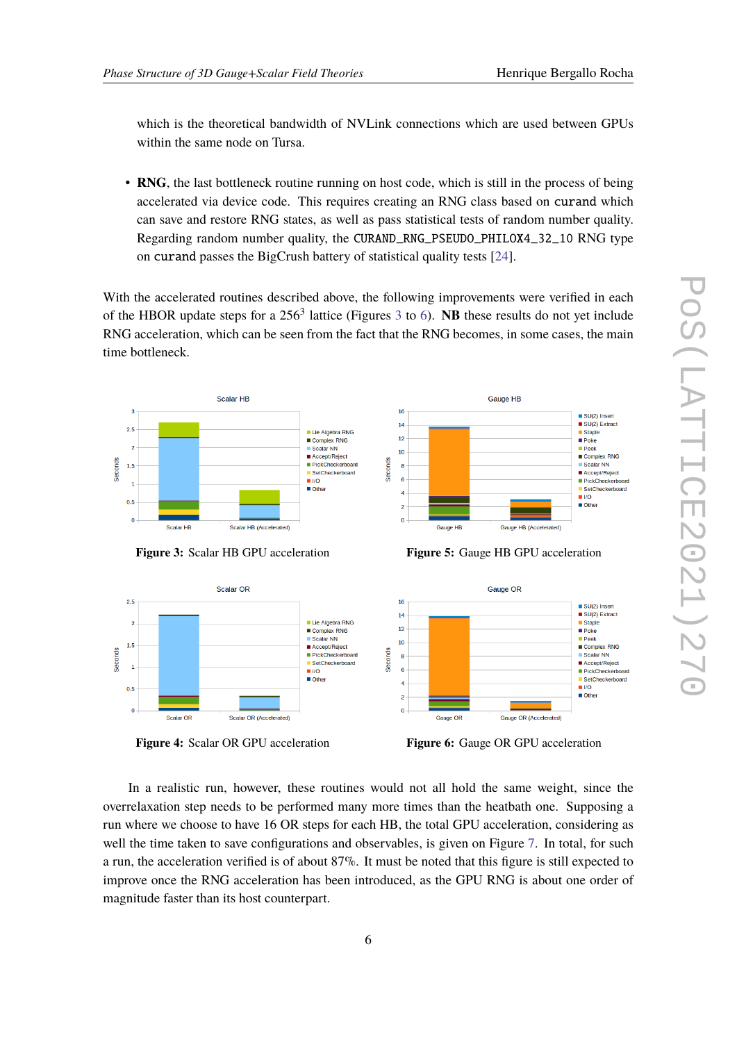which is the theoretical bandwidth of NVLink connections which are used between GPUs within the same node on Tursa.

- **RNG**, the last bottleneck routine running on host code, which is still in the process of being accelerated via device code. This requires creating an RNG class based on `curand` which can save and restore RNG states, as well as pass statistical tests of random number quality. Regarding random number quality, the `CURAND_RNG_PSEUDO_PHILOX4_32_10` RNG type on `curand` passes the BigCrush battery of statistical quality tests [24].

With the accelerated routines described above, the following improvements were verified in each of the HBOR update steps for a $256^3$ lattice (Figures 3 to 6). **NB** these results do not yet include RNG acceleration, which can be seen from the fact that the RNG becomes, in some cases, the main time bottleneck.

**Figure 3:** Scalar HB GPU acceleration

**Figure 5:** Gauge HB GPU acceleration

**Figure 4:** Scalar OR GPU acceleration

**Figure 6:** Gauge OR GPU acceleration

In a realistic run, however, these routines would not all hold the same weight, since the overrelaxation step needs to be performed many more times than the heatbath one. Supposing a run where we choose to have 16 OR steps for each HB, the total GPU acceleration, considering as well the time taken to save configurations and observables, is given on Figure 7. In total, for such a run, the acceleration verified is of about 87%. It must be noted that this figure is still expected to improve once the RNG acceleration has been introduced, as the GPU RNG is about one order of magnitude faster than its host counterpart.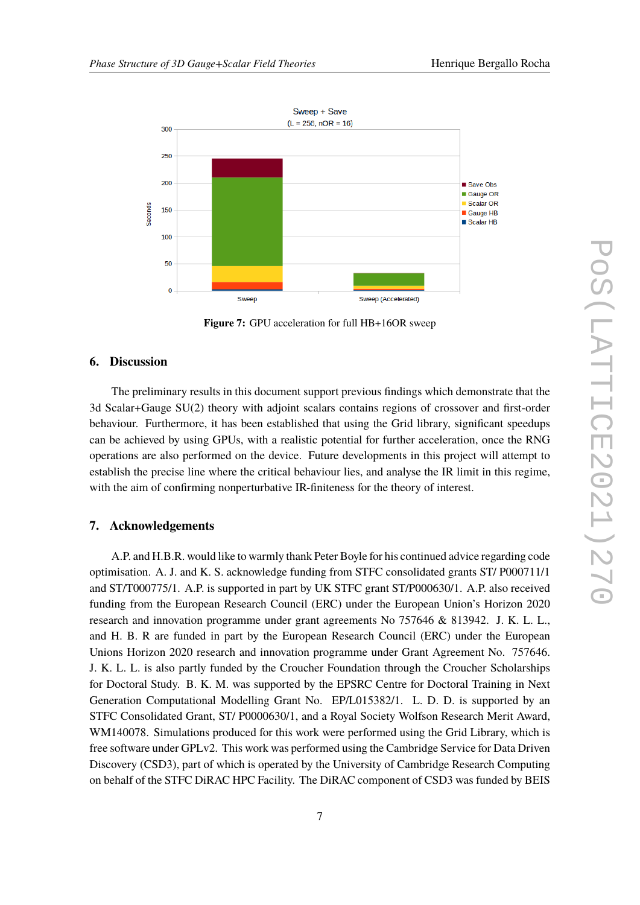Figure 7: GPU acceleration for full HB+16OR sweep

## 6. Discussion

The preliminary results in this document support previous findings which demonstrate that the 3d Scalar+Gauge SU(2) theory with adjoint scalars contains regions of crossover and first-order behaviour. Furthermore, it has been established that using the Grid library, significant speedups can be achieved by using GPUs, with a realistic potential for further acceleration, once the RNG operations are also performed on the device. Future developments in this project will attempt to establish the precise line where the critical behaviour lies, and analyse the IR limit in this regime, with the aim of confirming nonperturbative IR-finiteness for the theory of interest.

## 7. Acknowledgements

A.P. and H.B.R. would like to warmly thank Peter Boyle for his continued advice regarding code optimisation. A. J. and K. S. acknowledge funding from STFC consolidated grants ST/ P000711/1 and ST/T000775/1. A.P. is supported in part by UK STFC grant ST/P000630/1. A.P. also received funding from the European Research Council (ERC) under the European Union's Horizon 2020 research and innovation programme under grant agreements No 757646 & 813942. J. K. L. L., and H. B. R are funded in part by the European Research Council (ERC) under the European Unions Horizon 2020 research and innovation programme under Grant Agreement No. 757646. J. K. L. L. is also partly funded by the Croucher Foundation through the Croucher Scholarships for Doctoral Study. B. K. M. was supported by the EPSRC Centre for Doctoral Training in Next Generation Computational Modelling Grant No. EP/L015382/1. L. D. D. is supported by an STFC Consolidated Grant, ST/ P0000630/1, and a Royal Society Wolfson Research Merit Award, WM140078. Simulations produced for this work were performed using the Grid Library, which is free software under GPLv2. This work was performed using the Cambridge Service for Data Driven Discovery (CSD3), part of which is operated by the University of Cambridge Research Computing on behalf of the STFC DiRAC HPC Facility. The DiRAC component of CSD3 was funded by BEIS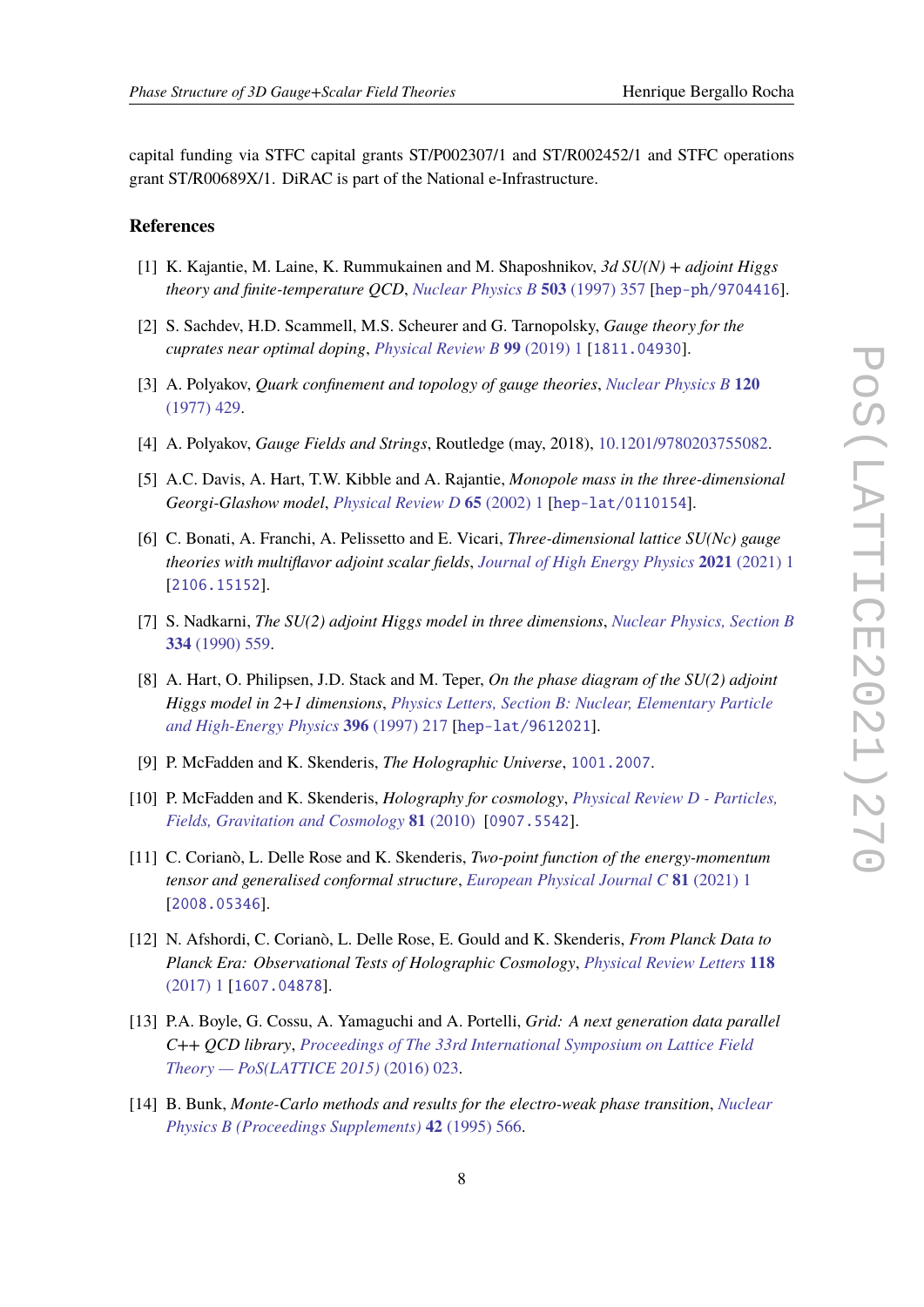capital funding via STFC capital grants ST/P002307/1 and ST/R002452/1 and STFC operations grant ST/R00689X/1. DiRAC is part of the National e-Infrastructure.

## References

[1] K. Kajantie, M. Laine, K. Rummukainen and M. Shaposhnikov, *3d SU(N) + adjoint Higgs theory and finite-temperature QCD*, Nuclear Physics B **503** (1997) 357 [hep-ph/9704416].

[2] S. Sachdev, H.D. Scammell, M.S. Scheurer and G. Tarnopolsky, *Gauge theory for the cuprates near optimal doping*, Physical Review B **99** (2019) 1 [1811.04930].

[3] A. Polyakov, *Quark confinement and topology of gauge theories*, Nuclear Physics B **120** (1977) 429.

[4] A. Polyakov, *Gauge Fields and Strings*, Routledge (may, 2018), 10.1201/9780203755082.

[5] A.C. Davis, A. Hart, T.W. Kibble and A. Rajantie, *Monopole mass in the three-dimensional Georgi-Glashow model*, Physical Review D **65** (2002) 1 [hep-lat/0110154].

[6] C. Bonati, A. Franchi, A. Pelissetto and E. Vicari, *Three-dimensional lattice SU(Nc) gauge theories with multiflavor adjoint scalar fields*, Journal of High Energy Physics **2021** (2021) 1 [2106.15152].

[7] S. Nadkarni, *The SU(2) adjoint Higgs model in three dimensions*, Nuclear Physics, Section B **334** (1990) 559.

[8] A. Hart, O. Philipsen, J.D. Stack and M. Teper, *On the phase diagram of the SU(2) adjoint Higgs model in 2+1 dimensions*, Physics Letters, Section B: Nuclear, Elementary Particle and High-Energy Physics **396** (1997) 217 [hep-lat/9612021].

[9] P. McFadden and K. Skenderis, *The Holographic Universe*, 1001.2007.

[10] P. McFadden and K. Skenderis, *Holography for cosmology*, Physical Review D - Particles, Fields, Gravitation and Cosmology **81** (2010) [0907.5542].

[11] C. Corianò, L. Delle Rose and K. Skenderis, *Two-point function of the energy-momentum tensor and generalised conformal structure*, European Physical Journal C **81** (2021) 1 [2008.05346].

[12] N. Afshordi, C. Corianò, L. Delle Rose, E. Gould and K. Skenderis, *From Planck Data to Planck Era: Observational Tests of Holographic Cosmology*, Physical Review Letters **118** (2017) 1 [1607.04878].

[13] P.A. Boyle, G. Cossu, A. Yamaguchi and A. Portelli, *Grid: A next generation data parallel C++ QCD library*, Proceedings of The 33rd International Symposium on Lattice Field Theory — PoS(LATTICE 2015) (2016) 023.

[14] B. Bunk, *Monte-Carlo methods and results for the electro-weak phase transition*, Nuclear Physics B (Proceedings Supplements) **42** (1995) 566.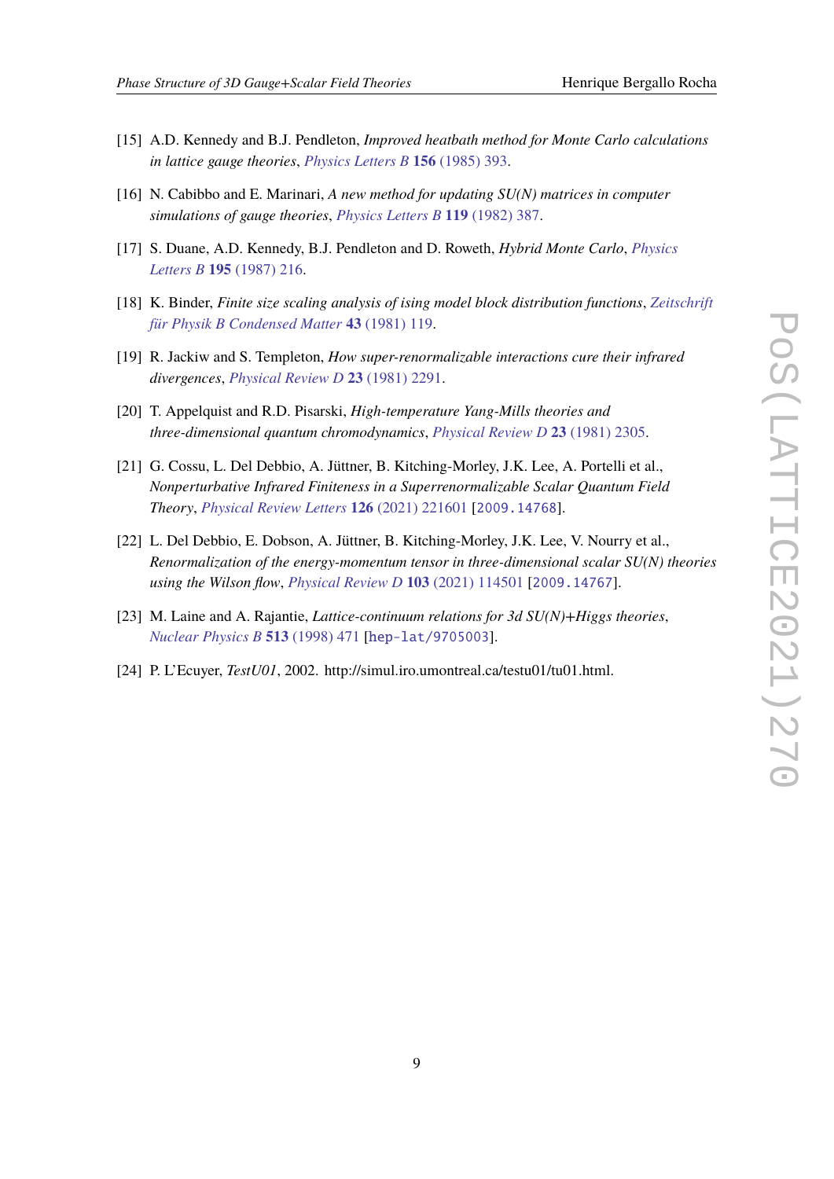[15] A.D. Kennedy and B.J. Pendleton, *Improved heatbath method for Monte Carlo calculations in lattice gauge theories*, Physics Letters B **156** (1985) 393.

[16] N. Cabibbo and E. Marinari, *A new method for updating SU(N) matrices in computer simulations of gauge theories*, Physics Letters B **119** (1982) 387.

[17] S. Duane, A.D. Kennedy, B.J. Pendleton and D. Roweth, *Hybrid Monte Carlo*, Physics Letters B **195** (1987) 216.

[18] K. Binder, *Finite size scaling analysis of ising model block distribution functions*, Zeitschrift für Physik B Condensed Matter **43** (1981) 119.

[19] R. Jackiw and S. Templeton, *How super-renormalizable interactions cure their infrared divergences*, Physical Review D **23** (1981) 2291.

[20] T. Appelquist and R.D. Pisarski, *High-temperature Yang-Mills theories and three-dimensional quantum chromodynamics*, Physical Review D **23** (1981) 2305.

[21] G. Cossu, L. Del Debbio, A. Jüttner, B. Kitching-Morley, J.K. Lee, A. Portelli et al., *Nonperturbative Infrared Finiteness in a Superrenormalizable Scalar Quantum Field Theory*, Physical Review Letters **126** (2021) 221601 [2009.14768].

[22] L. Del Debbio, E. Dobson, A. Jüttner, B. Kitching-Morley, J.K. Lee, V. Nourry et al., *Renormalization of the energy-momentum tensor in three-dimensional scalar SU(N) theories using the Wilson flow*, Physical Review D **103** (2021) 114501 [2009.14767].

[23] M. Laine and A. Rajantie, *Lattice-continuum relations for 3d SU(N)+Higgs theories*, Nuclear Physics B **513** (1998) 471 [hep-lat/9705003].

[24] P. L'Ecuyer, *TestU01*, 2002. http://simul.iro.umontreal.ca/testu01/tu01.html.